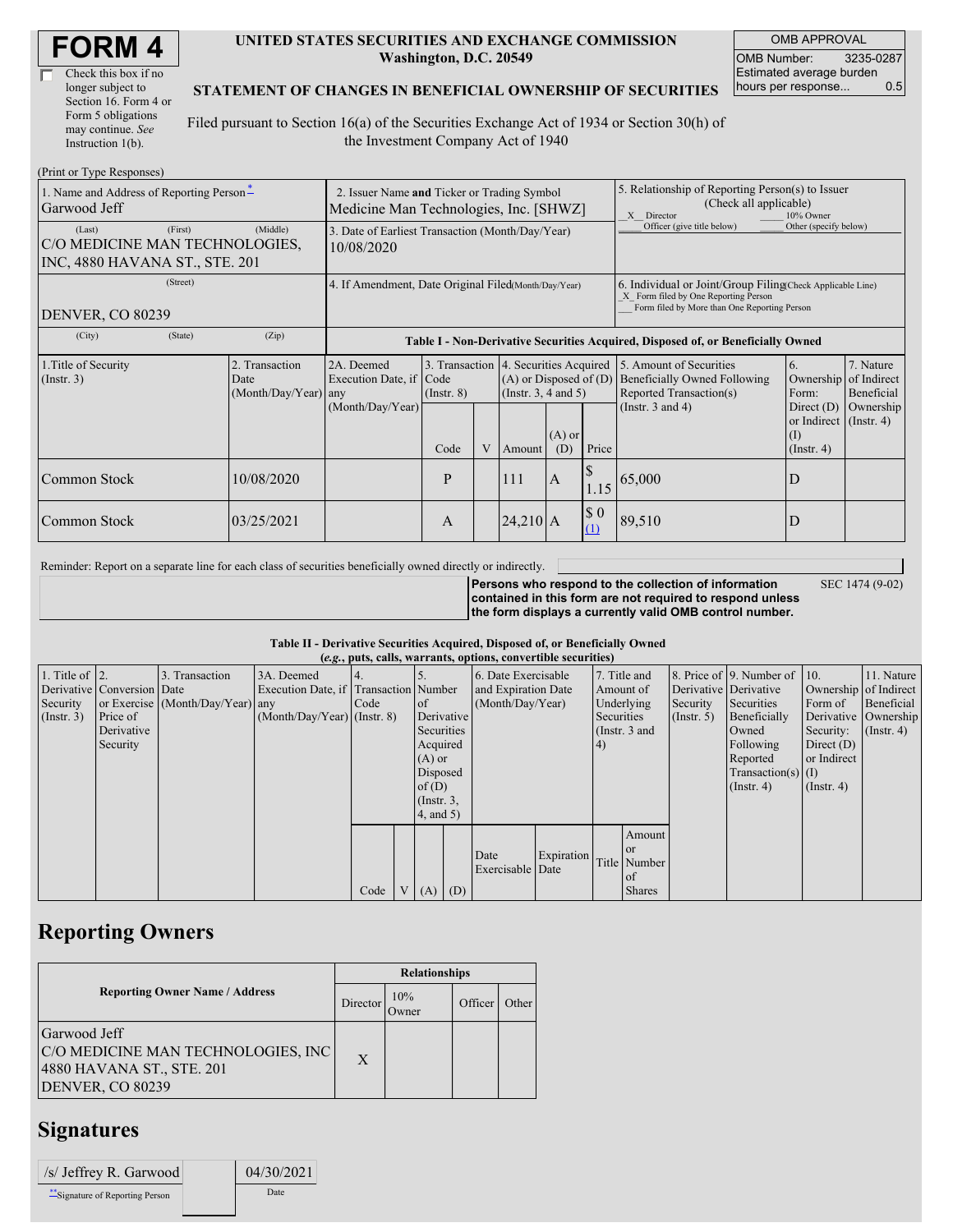# FORM 4

☐ Check this box if no longer subject to Section 16. Form 4 or Form 5 obligations may continue. *See* Instruction 1(b).

**UNITED STATES SECURITIES AND EXCHANGE COMMISSION**
**Washington, D.C. 20549**

**STATEMENT OF CHANGES IN BENEFICIAL OWNERSHIP OF SECURITIES**

Filed pursuant to Section 16(a) of the Securities Exchange Act of 1934 or Section 30(h) of the Investment Company Act of 1940

| OMB APPROVAL | |
|---|---|
| OMB Number: | 3235-0287 |
| Estimated average burden hours per response... | 0.5 |

(Print or Type Responses)

| 1. Name and Address of Reporting Person* | 2. Issuer Name and Ticker or Trading Symbol | 5. Relationship of Reporting Person(s) to Issuer (Check all applicable) |
|---|---|---|
| Garwood Jeff | Medicine Man Technologies, Inc. [SHWZ] | _X_ Director ___ 10% Owner ___ Officer (give title below) ___ Other (specify below) |
| (Last) (First) (Middle) C/O MEDICINE MAN TECHNOLOGIES, INC, 4880 HAVANA ST., STE. 201 | 3. Date of Earliest Transaction (Month/Day/Year) 10/08/2020 | |
| (Street) DENVER, CO 80239 | 4. If Amendment, Date Original Filed (Month/Day/Year) | 6. Individual or Joint/Group Filing (Check Applicable Line) _X_ Form filed by One Reporting Person ___ Form filed by More than One Reporting Person |
| (City) (State) (Zip) | | |

**Table I - Non-Derivative Securities Acquired, Disposed of, or Beneficially Owned**

| 1.Title of Security (Instr. 3) | 2. Transaction Date (Month/Day/Year) | 2A. Deemed Execution Date, if any (Month/Day/Year) | 3. Transaction Code (Instr. 8) | | 4. Securities Acquired (A) or Disposed of (D) (Instr. 3, 4 and 5) | | | 5. Amount of Securities Beneficially Owned Following Reported Transaction(s) (Instr. 3 and 4) | 6. Ownership Form: Direct (D) or Indirect (I) (Instr. 4) | 7. Nature of Indirect Beneficial Ownership (Instr. 4) |
|---|---|---|---|---|---|---|---|---|---|---|
| | | | Code | V | Amount | (A) or (D) | Price | | | |
| Common Stock | 10/08/2020 | | P | | 111 | A | $ 1.15 | 65,000 | D | |
| Common Stock | 03/25/2021 | | A | | 24,210 | A | $ 0 (1) | 89,510 | D | |

Reminder: Report on a separate line for each class of securities beneficially owned directly or indirectly.

**Persons who respond to the collection of information contained in this form are not required to respond unless the form displays a currently valid OMB control number.** SEC 1474 (9-02)

**Table II - Derivative Securities Acquired, Disposed of, or Beneficially Owned**
**(*e.g.*, puts, calls, warrants, options, convertible securities)**

| 1. Title of Derivative Security (Instr. 3) | 2. Conversion or Exercise Price of Derivative Security | 3. Transaction Date (Month/Day/Year) | 3A. Deemed Execution Date, if any (Month/Day/Year) | 4. Transaction Code (Instr. 8) | | 5. Number of Derivative Securities Acquired (A) or Disposed of (D) (Instr. 3, 4, and 5) | | 6. Date Exercisable and Expiration Date (Month/Day/Year) | | 7. Title and Amount of Underlying Securities (Instr. 3 and 4) | | 8. Price of Derivative Security (Instr. 5) | 9. Number of Derivative Securities Beneficially Owned Following Reported Transaction(s) (Instr. 4) | 10. Ownership Form of Derivative Security: Direct (D) or Indirect (I) (Instr. 4) | 11. Nature of Indirect Beneficial Ownership (Instr. 4) |
|---|---|---|---|---|---|---|---|---|---|---|---|---|---|---|---|
| | | | | Code | V | (A) | (D) | Date Exercisable | Expiration Date | Title | Amount or Number of Shares | | | | |

## Reporting Owners

| Reporting Owner Name / Address | Relationships | | | |
|---|---|---|---|---|
| | Director | 10% Owner | Officer | Other |
| Garwood Jeff C/O MEDICINE MAN TECHNOLOGIES, INC 4880 HAVANA ST., STE. 201 DENVER, CO 80239 | X | | | |

## Signatures

| /s/ Jeffrey R. Garwood | 04/30/2021 |
|---|---|
| **Signature of Reporting Person | Date |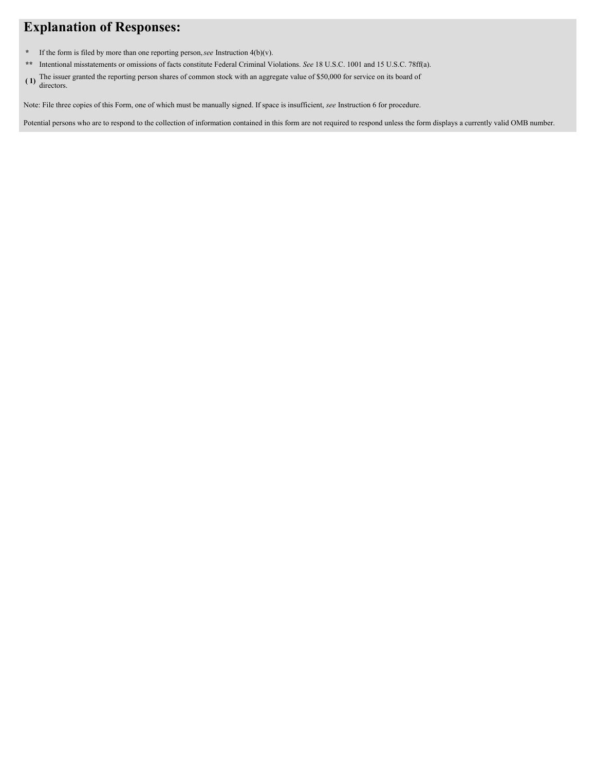# Explanation of Responses:

* If the form is filed by more than one reporting person, *see* Instruction 4(b)(v).

** Intentional misstatements or omissions of facts constitute Federal Criminal Violations. *See* 18 U.S.C. 1001 and 15 U.S.C. 78ff(a).

( 1) The issuer granted the reporting person shares of common stock with an aggregate value of $50,000 for service on its board of directors.

Note: File three copies of this Form, one of which must be manually signed. If space is insufficient, *see* Instruction 6 for procedure.

Potential persons who are to respond to the collection of information contained in this form are not required to respond unless the form displays a currently valid OMB number.